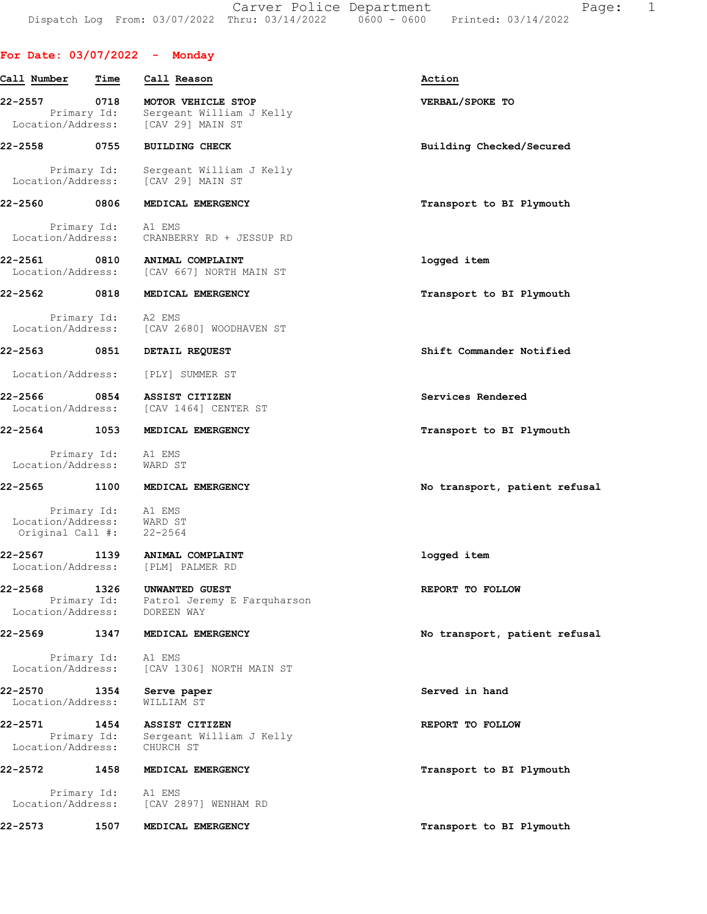Carver Police Department
Dispatch Log From: 03/07/2022 Thru: 03/14/2022 0600 - 0600 Printed: 03/14/2022

## For Date: 03/07/2022 - Monday

| Call Number | Time | Call Reason | Action |
|---|---|---|---|
| 22-2557 | 0718 | **MOTOR VEHICLE STOP** | **VERBAL/SPOKE TO** |
| Primary Id: | | Sergeant William J Kelly | |
| Location/Address: | | [CAV 29] MAIN ST | |
| 22-2558 | 0755 | **BUILDING CHECK** | **Building Checked/Secured** |
| Primary Id: | | Sergeant William J Kelly | |
| Location/Address: | | [CAV 29] MAIN ST | |
| 22-2560 | 0806 | **MEDICAL EMERGENCY** | **Transport to BI Plymouth** |
| Primary Id: | | A1 EMS | |
| Location/Address: | | CRANBERRY RD + JESSUP RD | |
| 22-2561 | 0810 | **ANIMAL COMPLAINT** | **logged item** |
| Location/Address: | | [CAV 667] NORTH MAIN ST | |
| 22-2562 | 0818 | **MEDICAL EMERGENCY** | **Transport to BI Plymouth** |
| Primary Id: | | A2 EMS | |
| Location/Address: | | [CAV 2680] WOODHAVEN ST | |
| 22-2563 | 0851 | **DETAIL REQUEST** | **Shift Commander Notified** |
| Location/Address: | | [PLY] SUMMER ST | |
| 22-2566 | 0854 | **ASSIST CITIZEN** | **Services Rendered** |
| Location/Address: | | [CAV 1464] CENTER ST | |
| 22-2564 | 1053 | **MEDICAL EMERGENCY** | **Transport to BI Plymouth** |
| Primary Id: | | A1 EMS | |
| Location/Address: | | WARD ST | |
| 22-2565 | 1100 | **MEDICAL EMERGENCY** | **No transport, patient refusal** |
| Primary Id: | | A1 EMS | |
| Location/Address: | | WARD ST | |
| Original Call #: | | 22-2564 | |
| 22-2567 | 1139 | **ANIMAL COMPLAINT** | **logged item** |
| Location/Address: | | [PLM] PALMER RD | |
| 22-2568 | 1326 | **UNWANTED GUEST** | **REPORT TO FOLLOW** |
| Primary Id: | | Patrol Jeremy E Farquharson | |
| Location/Address: | | DOREEN WAY | |
| 22-2569 | 1347 | **MEDICAL EMERGENCY** | **No transport, patient refusal** |
| Primary Id: | | A1 EMS | |
| Location/Address: | | [CAV 1306] NORTH MAIN ST | |
| 22-2570 | 1354 | **Serve paper** | **Served in hand** |
| Location/Address: | | WILLIAM ST | |
| 22-2571 | 1454 | **ASSIST CITIZEN** | **REPORT TO FOLLOW** |
| Primary Id: | | Sergeant William J Kelly | |
| Location/Address: | | CHURCH ST | |
| 22-2572 | 1458 | **MEDICAL EMERGENCY** | **Transport to BI Plymouth** |
| Primary Id: | | A1 EMS | |
| Location/Address: | | [CAV 2897] WENHAM RD | |
| 22-2573 | 1507 | **MEDICAL EMERGENCY** | **Transport to BI Plymouth** |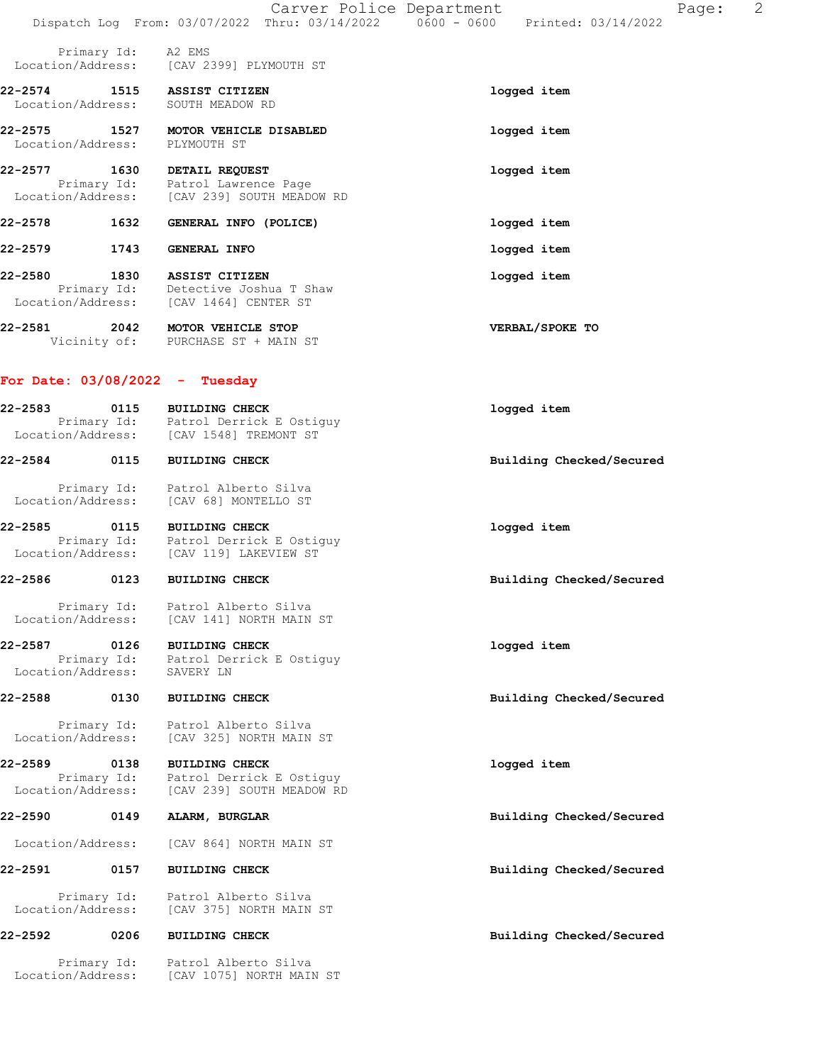Primary Id: A2 EMS
Location/Address: [CAV 2399] PLYMOUTH ST

**22-2574 1515 ASSIST CITIZEN** — logged item
Location/Address: SOUTH MEADOW RD

**22-2575 1527 MOTOR VEHICLE DISABLED** — logged item
Location/Address: PLYMOUTH ST

**22-2577 1630 DETAIL REQUEST** — logged item
Primary Id: Patrol Lawrence Page
Location/Address: [CAV 239] SOUTH MEADOW RD

**22-2578 1632 GENERAL INFO (POLICE)** — logged item

**22-2579 1743 GENERAL INFO** — logged item

**22-2580 1830 ASSIST CITIZEN** — logged item
Primary Id: Detective Joshua T Shaw
Location/Address: [CAV 1464] CENTER ST

**22-2581 2042 MOTOR VEHICLE STOP** — VERBAL/SPOKE TO
Vicinity of: PURCHASE ST + MAIN ST

## For Date: 03/08/2022 - Tuesday

**22-2583 0115 BUILDING CHECK** — logged item
Primary Id: Patrol Derrick E Ostiguy
Location/Address: [CAV 1548] TREMONT ST

**22-2584 0115 BUILDING CHECK** — Building Checked/Secured
Primary Id: Patrol Alberto Silva
Location/Address: [CAV 68] MONTELLO ST

**22-2585 0115 BUILDING CHECK** — logged item
Primary Id: Patrol Derrick E Ostiguy
Location/Address: [CAV 119] LAKEVIEW ST

**22-2586 0123 BUILDING CHECK** — Building Checked/Secured
Primary Id: Patrol Alberto Silva
Location/Address: [CAV 141] NORTH MAIN ST

**22-2587 0126 BUILDING CHECK** — logged item
Primary Id: Patrol Derrick E Ostiguy
Location/Address: SAVERY LN

**22-2588 0130 BUILDING CHECK** — Building Checked/Secured
Primary Id: Patrol Alberto Silva
Location/Address: [CAV 325] NORTH MAIN ST

**22-2589 0138 BUILDING CHECK** — logged item
Primary Id: Patrol Derrick E Ostiguy
Location/Address: [CAV 239] SOUTH MEADOW RD

**22-2590 0149 ALARM, BURGLAR** — Building Checked/Secured
Location/Address: [CAV 864] NORTH MAIN ST

**22-2591 0157 BUILDING CHECK** — Building Checked/Secured
Primary Id: Patrol Alberto Silva
Location/Address: [CAV 375] NORTH MAIN ST

**22-2592 0206 BUILDING CHECK** — Building Checked/Secured
Primary Id: Patrol Alberto Silva
Location/Address: [CAV 1075] NORTH MAIN ST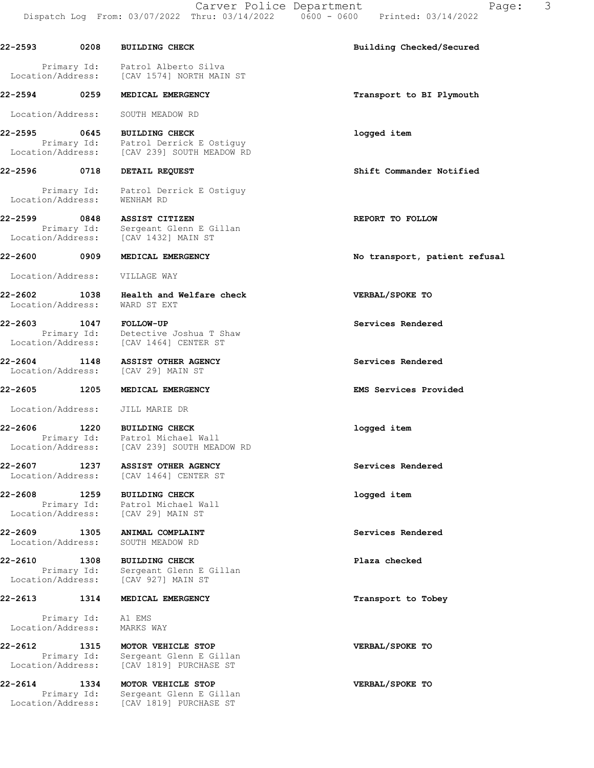**22-2593 0208 BUILDING CHECK** — Building Checked/Secured

Primary Id: Patrol Alberto Silva
Location/Address: [CAV 1574] NORTH MAIN ST

**22-2594 0259 MEDICAL EMERGENCY** — Transport to BI Plymouth

Location/Address: SOUTH MEADOW RD

**22-2595 0645 BUILDING CHECK** — logged item

Primary Id: Patrol Derrick E Ostiguy
Location/Address: [CAV 239] SOUTH MEADOW RD

**22-2596 0718 DETAIL REQUEST** — Shift Commander Notified

Primary Id: Patrol Derrick E Ostiguy
Location/Address: WENHAM RD

**22-2599 0848 ASSIST CITIZEN** — REPORT TO FOLLOW

Primary Id: Sergeant Glenn E Gillan
Location/Address: [CAV 1432] MAIN ST

**22-2600 0909 MEDICAL EMERGENCY** — No transport, patient refusal

Location/Address: VILLAGE WAY

**22-2602 1038 Health and Welfare check** — VERBAL/SPOKE TO

Location/Address: WARD ST EXT

**22-2603 1047 FOLLOW-UP** — Services Rendered

Primary Id: Detective Joshua T Shaw
Location/Address: [CAV 1464] CENTER ST

**22-2604 1148 ASSIST OTHER AGENCY** — Services Rendered

Location/Address: [CAV 29] MAIN ST

**22-2605 1205 MEDICAL EMERGENCY** — EMS Services Provided

Location/Address: JILL MARIE DR

**22-2606 1220 BUILDING CHECK** — logged item

Primary Id: Patrol Michael Wall
Location/Address: [CAV 239] SOUTH MEADOW RD

**22-2607 1237 ASSIST OTHER AGENCY** — Services Rendered

Location/Address: [CAV 1464] CENTER ST

**22-2608 1259 BUILDING CHECK** — logged item

Primary Id: Patrol Michael Wall
Location/Address: [CAV 29] MAIN ST

**22-2609 1305 ANIMAL COMPLAINT** — Services Rendered

Location/Address: SOUTH MEADOW RD

**22-2610 1308 BUILDING CHECK** — Plaza checked

Primary Id: Sergeant Glenn E Gillan
Location/Address: [CAV 927] MAIN ST

**22-2613 1314 MEDICAL EMERGENCY** — Transport to Tobey

Primary Id: A1 EMS
Location/Address: MARKS WAY

**22-2612 1315 MOTOR VEHICLE STOP** — VERBAL/SPOKE TO

Primary Id: Sergeant Glenn E Gillan
Location/Address: [CAV 1819] PURCHASE ST

**22-2614 1334 MOTOR VEHICLE STOP** — VERBAL/SPOKE TO

Primary Id: Sergeant Glenn E Gillan
Location/Address: [CAV 1819] PURCHASE ST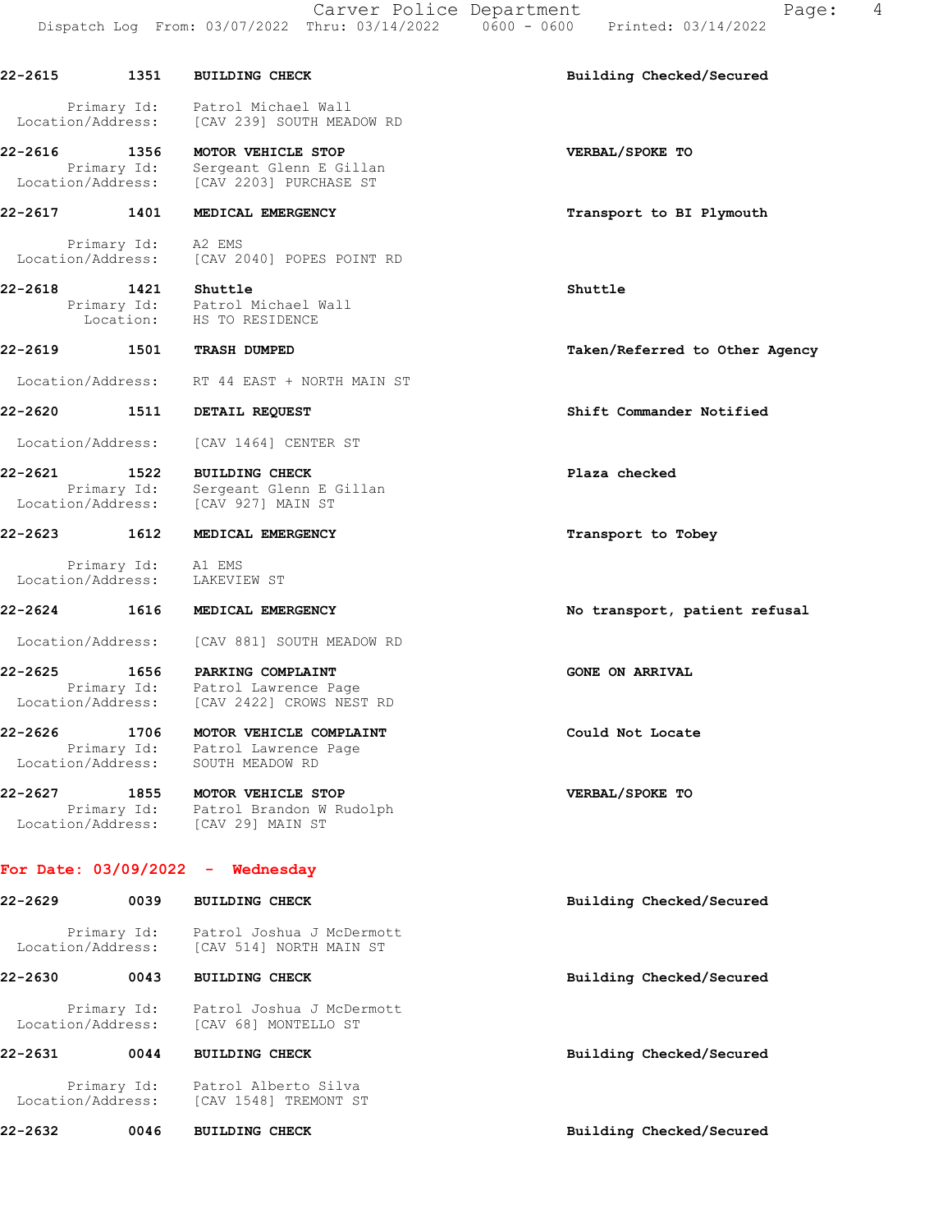22-2615 1351 **BUILDING CHECK** — **Building Checked/Secured**

Primary Id: Patrol Michael Wall
Location/Address: [CAV 239] SOUTH MEADOW RD

22-2616 1356 **MOTOR VEHICLE STOP** — **VERBAL/SPOKE TO**

Primary Id: Sergeant Glenn E Gillan
Location/Address: [CAV 2203] PURCHASE ST

22-2617 1401 **MEDICAL EMERGENCY** — **Transport to BI Plymouth**

Primary Id: A2 EMS
Location/Address: [CAV 2040] POPES POINT RD

22-2618 1421 **Shuttle** — **Shuttle**

Primary Id: Patrol Michael Wall
Location: HS TO RESIDENCE

22-2619 1501 **TRASH DUMPED** — **Taken/Referred to Other Agency**

Location/Address: RT 44 EAST + NORTH MAIN ST

22-2620 1511 **DETAIL REQUEST** — **Shift Commander Notified**

Location/Address: [CAV 1464] CENTER ST

22-2621 1522 **BUILDING CHECK** — **Plaza checked**

Primary Id: Sergeant Glenn E Gillan
Location/Address: [CAV 927] MAIN ST

22-2623 1612 **MEDICAL EMERGENCY** — **Transport to Tobey**

Primary Id: A1 EMS
Location/Address: LAKEVIEW ST

22-2624 1616 **MEDICAL EMERGENCY** — **No transport, patient refusal**

Location/Address: [CAV 881] SOUTH MEADOW RD

22-2625 1656 **PARKING COMPLAINT** — **GONE ON ARRIVAL**

Primary Id: Patrol Lawrence Page
Location/Address: [CAV 2422] CROWS NEST RD

22-2626 1706 **MOTOR VEHICLE COMPLAINT** — **Could Not Locate**

Primary Id: Patrol Lawrence Page
Location/Address: SOUTH MEADOW RD

22-2627 1855 **MOTOR VEHICLE STOP** — **VERBAL/SPOKE TO**

Primary Id: Patrol Brandon W Rudolph
Location/Address: [CAV 29] MAIN ST

## For Date: 03/09/2022 - Wednesday

22-2629 0039 **BUILDING CHECK** — **Building Checked/Secured**

Primary Id: Patrol Joshua J McDermott
Location/Address: [CAV 514] NORTH MAIN ST

22-2630 0043 **BUILDING CHECK** — **Building Checked/Secured**

Primary Id: Patrol Joshua J McDermott
Location/Address: [CAV 68] MONTELLO ST

22-2631 0044 **BUILDING CHECK** — **Building Checked/Secured**

Primary Id: Patrol Alberto Silva
Location/Address: [CAV 1548] TREMONT ST

22-2632 0046 **BUILDING CHECK** — **Building Checked/Secured**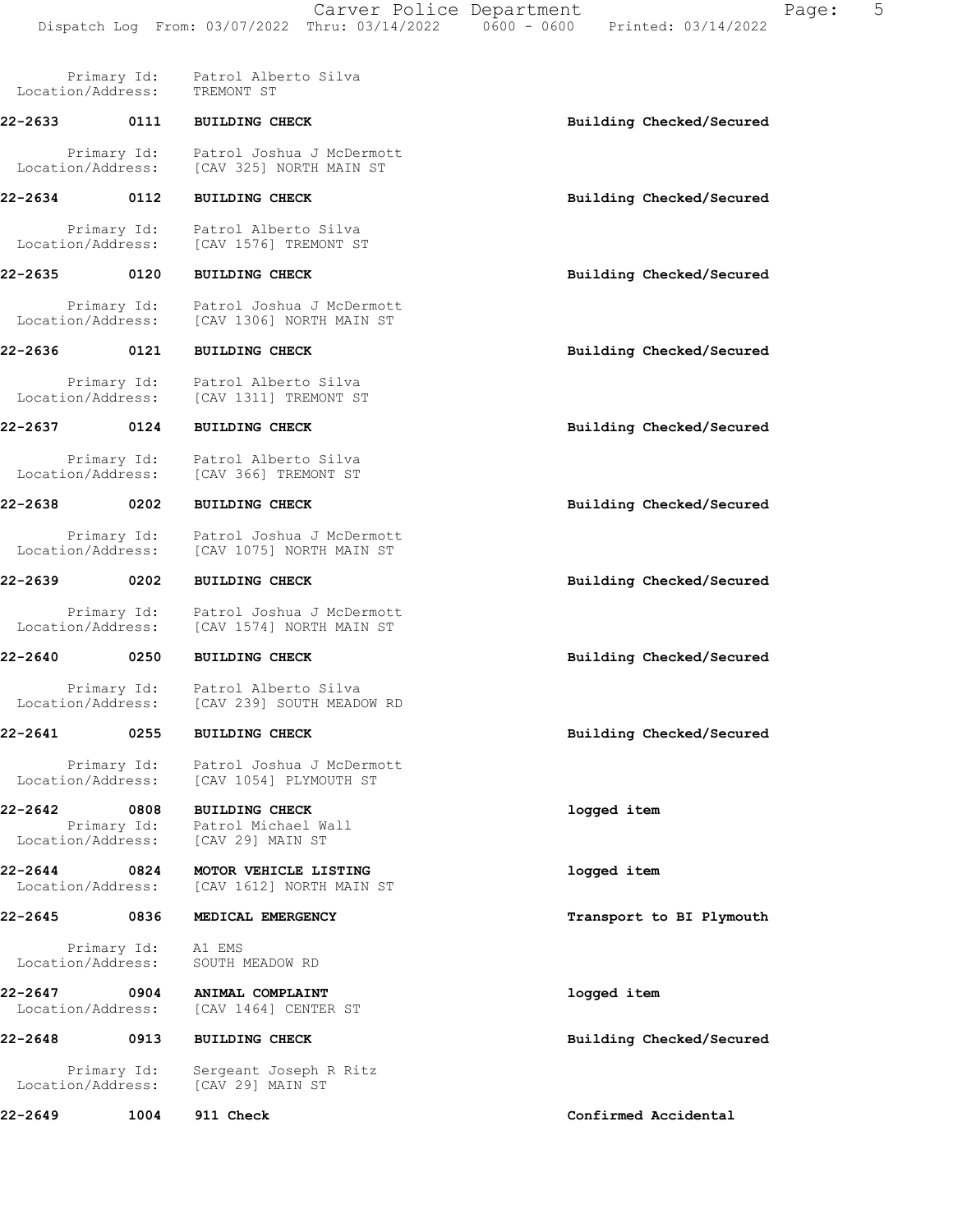Primary Id: Patrol Alberto Silva
Location/Address: TREMONT ST

**22-2633 0111 BUILDING CHECK** — Building Checked/Secured

Primary Id: Patrol Joshua J McDermott
Location/Address: [CAV 325] NORTH MAIN ST

**22-2634 0112 BUILDING CHECK** — Building Checked/Secured

Primary Id: Patrol Alberto Silva
Location/Address: [CAV 1576] TREMONT ST

**22-2635 0120 BUILDING CHECK** — Building Checked/Secured

Primary Id: Patrol Joshua J McDermott
Location/Address: [CAV 1306] NORTH MAIN ST

**22-2636 0121 BUILDING CHECK** — Building Checked/Secured

Primary Id: Patrol Alberto Silva
Location/Address: [CAV 1311] TREMONT ST

**22-2637 0124 BUILDING CHECK** — Building Checked/Secured

Primary Id: Patrol Alberto Silva
Location/Address: [CAV 366] TREMONT ST

**22-2638 0202 BUILDING CHECK** — Building Checked/Secured

Primary Id: Patrol Joshua J McDermott
Location/Address: [CAV 1075] NORTH MAIN ST

**22-2639 0202 BUILDING CHECK** — Building Checked/Secured

Primary Id: Patrol Joshua J McDermott
Location/Address: [CAV 1574] NORTH MAIN ST

**22-2640 0250 BUILDING CHECK** — Building Checked/Secured

Primary Id: Patrol Alberto Silva
Location/Address: [CAV 239] SOUTH MEADOW RD

**22-2641 0255 BUILDING CHECK** — Building Checked/Secured

Primary Id: Patrol Joshua J McDermott
Location/Address: [CAV 1054] PLYMOUTH ST

**22-2642 0808 BUILDING CHECK** — logged item
Primary Id: Patrol Michael Wall
Location/Address: [CAV 29] MAIN ST

**22-2644 0824 MOTOR VEHICLE LISTING** — logged item
Location/Address: [CAV 1612] NORTH MAIN ST

**22-2645 0836 MEDICAL EMERGENCY** — Transport to BI Plymouth

Primary Id: A1 EMS
Location/Address: SOUTH MEADOW RD

**22-2647 0904 ANIMAL COMPLAINT** — logged item
Location/Address: [CAV 1464] CENTER ST

**22-2648 0913 BUILDING CHECK** — Building Checked/Secured

Primary Id: Sergeant Joseph R Ritz
Location/Address: [CAV 29] MAIN ST

**22-2649 1004 911 Check** — Confirmed Accidental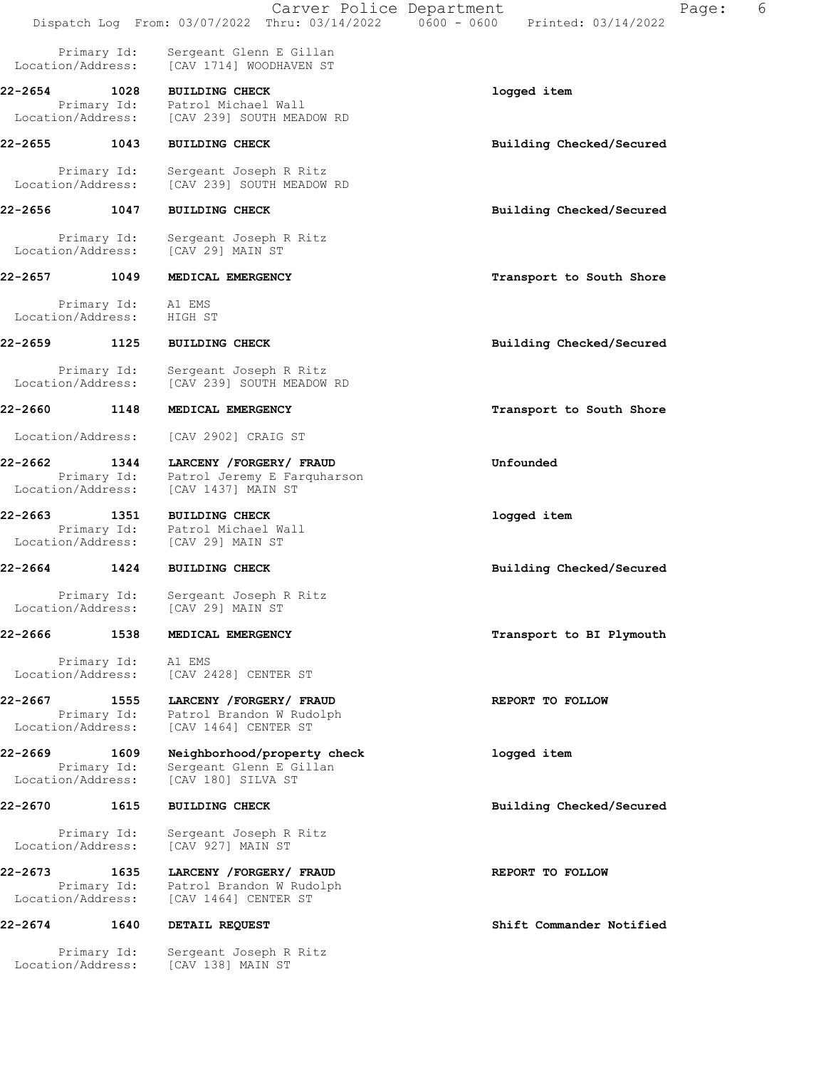Primary Id: Sergeant Glenn E Gillan
Location/Address: [CAV 1714] WOODHAVEN ST

**22-2654 1028 BUILDING CHECK** logged item
Primary Id: Patrol Michael Wall
Location/Address: [CAV 239] SOUTH MEADOW RD

**22-2655 1043 BUILDING CHECK** Building Checked/Secured

Primary Id: Sergeant Joseph R Ritz
Location/Address: [CAV 239] SOUTH MEADOW RD

**22-2656 1047 BUILDING CHECK** Building Checked/Secured

Primary Id: Sergeant Joseph R Ritz
Location/Address: [CAV 29] MAIN ST

**22-2657 1049 MEDICAL EMERGENCY** Transport to South Shore

Primary Id: A1 EMS
Location/Address: HIGH ST

**22-2659 1125 BUILDING CHECK** Building Checked/Secured

Primary Id: Sergeant Joseph R Ritz
Location/Address: [CAV 239] SOUTH MEADOW RD

**22-2660 1148 MEDICAL EMERGENCY** Transport to South Shore

Location/Address: [CAV 2902] CRAIG ST

**22-2662 1344 LARCENY /FORGERY/ FRAUD** Unfounded
Primary Id: Patrol Jeremy E Farquharson
Location/Address: [CAV 1437] MAIN ST

**22-2663 1351 BUILDING CHECK** logged item
Primary Id: Patrol Michael Wall
Location/Address: [CAV 29] MAIN ST

**22-2664 1424 BUILDING CHECK** Building Checked/Secured

Primary Id: Sergeant Joseph R Ritz
Location/Address: [CAV 29] MAIN ST

**22-2666 1538 MEDICAL EMERGENCY** Transport to BI Plymouth

Primary Id: A1 EMS
Location/Address: [CAV 2428] CENTER ST

**22-2667 1555 LARCENY /FORGERY/ FRAUD** REPORT TO FOLLOW
Primary Id: Patrol Brandon W Rudolph
Location/Address: [CAV 1464] CENTER ST

**22-2669 1609 Neighborhood/property check** logged item
Primary Id: Sergeant Glenn E Gillan
Location/Address: [CAV 180] SILVA ST

**22-2670 1615 BUILDING CHECK** Building Checked/Secured

Primary Id: Sergeant Joseph R Ritz
Location/Address: [CAV 927] MAIN ST

**22-2673 1635 LARCENY /FORGERY/ FRAUD** REPORT TO FOLLOW
Primary Id: Patrol Brandon W Rudolph
Location/Address: [CAV 1464] CENTER ST

**22-2674 1640 DETAIL REQUEST** Shift Commander Notified

Primary Id: Sergeant Joseph R Ritz
Location/Address: [CAV 138] MAIN ST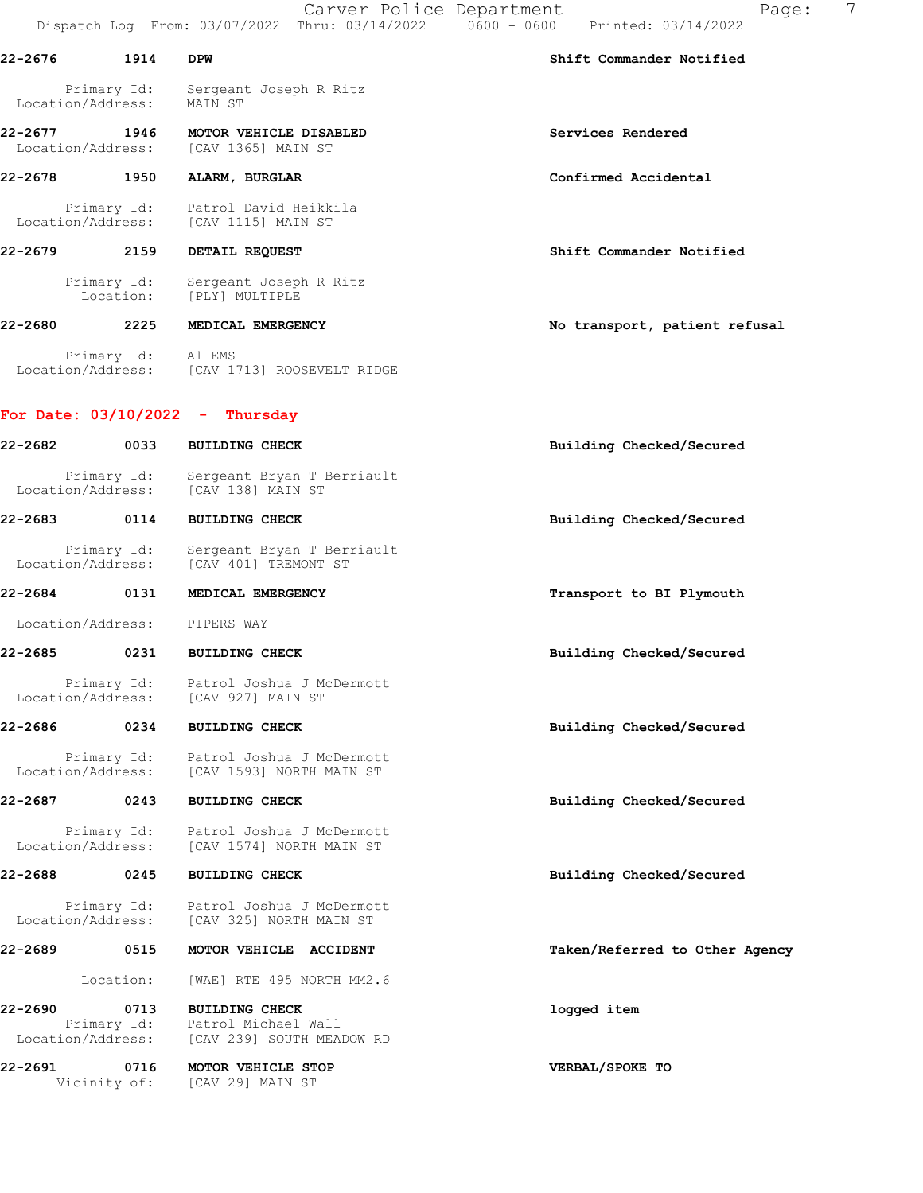**22-2676 1914 DPW** — Shift Commander Notified

Primary Id: Sergeant Joseph R Ritz
Location/Address: MAIN ST

**22-2677 1946 MOTOR VEHICLE DISABLED** — Services Rendered

Location/Address: [CAV 1365] MAIN ST

**22-2678 1950 ALARM, BURGLAR** — Confirmed Accidental

Primary Id: Patrol David Heikkila
Location/Address: [CAV 1115] MAIN ST

**22-2679 2159 DETAIL REQUEST** — Shift Commander Notified

Primary Id: Sergeant Joseph R Ritz
Location: [PLY] MULTIPLE

**22-2680 2225 MEDICAL EMERGENCY** — No transport, patient refusal

Primary Id: A1 EMS
Location/Address: [CAV 1713] ROOSEVELT RIDGE

## For Date: 03/10/2022 - Thursday

**22-2682 0033 BUILDING CHECK** — Building Checked/Secured

Primary Id: Sergeant Bryan T Berriault
Location/Address: [CAV 138] MAIN ST

**22-2683 0114 BUILDING CHECK** — Building Checked/Secured

Primary Id: Sergeant Bryan T Berriault
Location/Address: [CAV 401] TREMONT ST

**22-2684 0131 MEDICAL EMERGENCY** — Transport to BI Plymouth

Location/Address: PIPERS WAY

**22-2685 0231 BUILDING CHECK** — Building Checked/Secured

Primary Id: Patrol Joshua J McDermott
Location/Address: [CAV 927] MAIN ST

**22-2686 0234 BUILDING CHECK** — Building Checked/Secured

Primary Id: Patrol Joshua J McDermott
Location/Address: [CAV 1593] NORTH MAIN ST

**22-2687 0243 BUILDING CHECK** — Building Checked/Secured

Primary Id: Patrol Joshua J McDermott
Location/Address: [CAV 1574] NORTH MAIN ST

**22-2688 0245 BUILDING CHECK** — Building Checked/Secured

Primary Id: Patrol Joshua J McDermott
Location/Address: [CAV 325] NORTH MAIN ST

**22-2689 0515 MOTOR VEHICLE ACCIDENT** — Taken/Referred to Other Agency

Location: [WAE] RTE 495 NORTH MM2.6

**22-2690 0713 BUILDING CHECK** — logged item

Primary Id: Patrol Michael Wall
Location/Address: [CAV 239] SOUTH MEADOW RD

**22-2691 0716 MOTOR VEHICLE STOP** — VERBAL/SPOKE TO

Vicinity of: [CAV 29] MAIN ST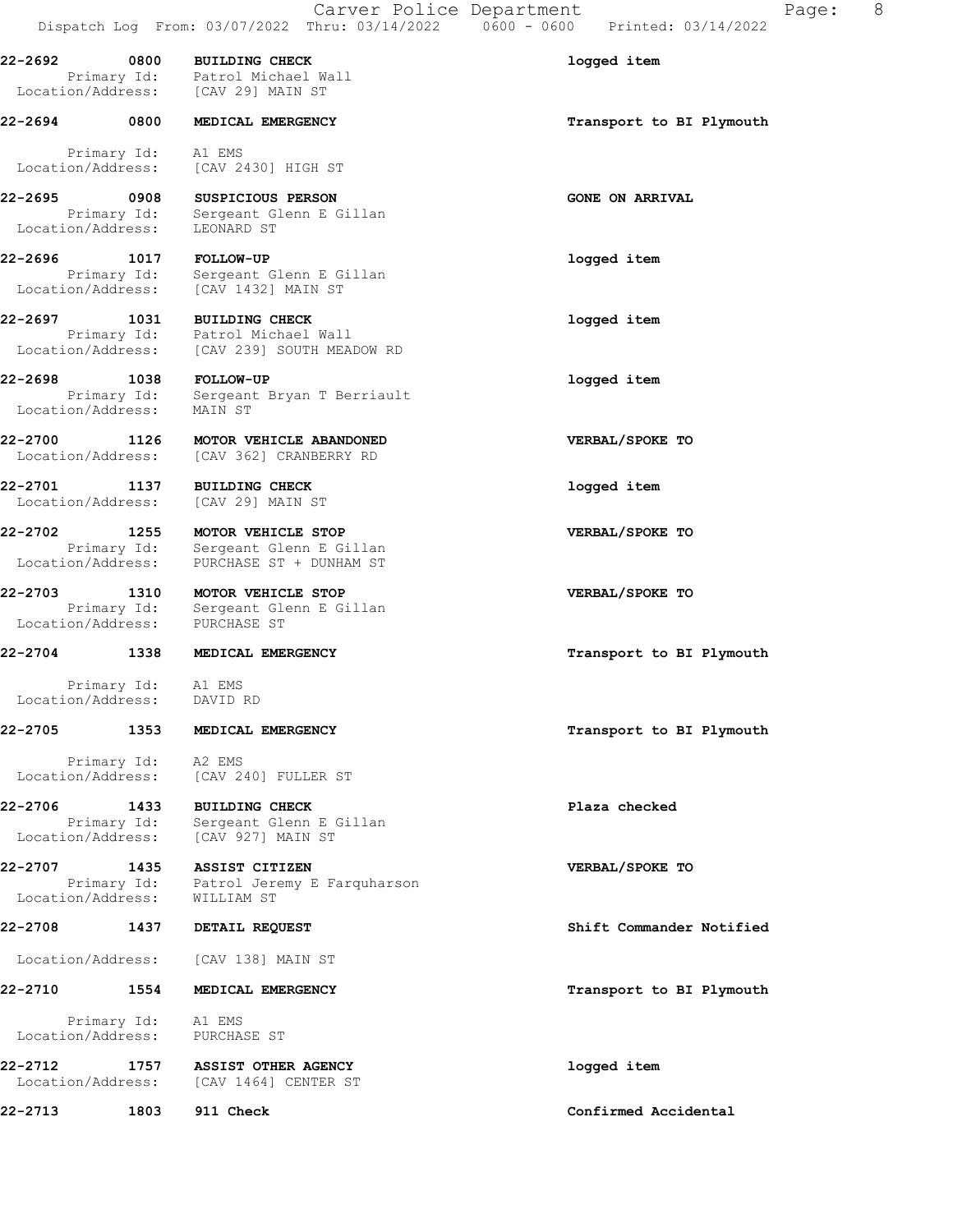22-2692 0800 BUILDING CHECK logged item
Primary Id: Patrol Michael Wall
Location/Address: [CAV 29] MAIN ST

22-2694 0800 MEDICAL EMERGENCY Transport to BI Plymouth
Primary Id: A1 EMS
Location/Address: [CAV 2430] HIGH ST

22-2695 0908 SUSPICIOUS PERSON GONE ON ARRIVAL
Primary Id: Sergeant Glenn E Gillan
Location/Address: LEONARD ST

22-2696 1017 FOLLOW-UP logged item
Primary Id: Sergeant Glenn E Gillan
Location/Address: [CAV 1432] MAIN ST

22-2697 1031 BUILDING CHECK logged item
Primary Id: Patrol Michael Wall
Location/Address: [CAV 239] SOUTH MEADOW RD

22-2698 1038 FOLLOW-UP logged item
Primary Id: Sergeant Bryan T Berriault
Location/Address: MAIN ST

22-2700 1126 MOTOR VEHICLE ABANDONED VERBAL/SPOKE TO
Location/Address: [CAV 362] CRANBERRY RD

22-2701 1137 BUILDING CHECK logged item
Location/Address: [CAV 29] MAIN ST

22-2702 1255 MOTOR VEHICLE STOP VERBAL/SPOKE TO
Primary Id: Sergeant Glenn E Gillan
Location/Address: PURCHASE ST + DUNHAM ST

22-2703 1310 MOTOR VEHICLE STOP VERBAL/SPOKE TO
Primary Id: Sergeant Glenn E Gillan
Location/Address: PURCHASE ST

22-2704 1338 MEDICAL EMERGENCY Transport to BI Plymouth
Primary Id: A1 EMS
Location/Address: DAVID RD

22-2705 1353 MEDICAL EMERGENCY Transport to BI Plymouth
Primary Id: A2 EMS
Location/Address: [CAV 240] FULLER ST

22-2706 1433 BUILDING CHECK Plaza checked
Primary Id: Sergeant Glenn E Gillan
Location/Address: [CAV 927] MAIN ST

22-2707 1435 ASSIST CITIZEN VERBAL/SPOKE TO
Primary Id: Patrol Jeremy E Farquharson
Location/Address: WILLIAM ST

22-2708 1437 DETAIL REQUEST Shift Commander Notified
Location/Address: [CAV 138] MAIN ST

22-2710 1554 MEDICAL EMERGENCY Transport to BI Plymouth
Primary Id: A1 EMS
Location/Address: PURCHASE ST

22-2712 1757 ASSIST OTHER AGENCY logged item
Location/Address: [CAV 1464] CENTER ST

22-2713 1803 911 Check Confirmed Accidental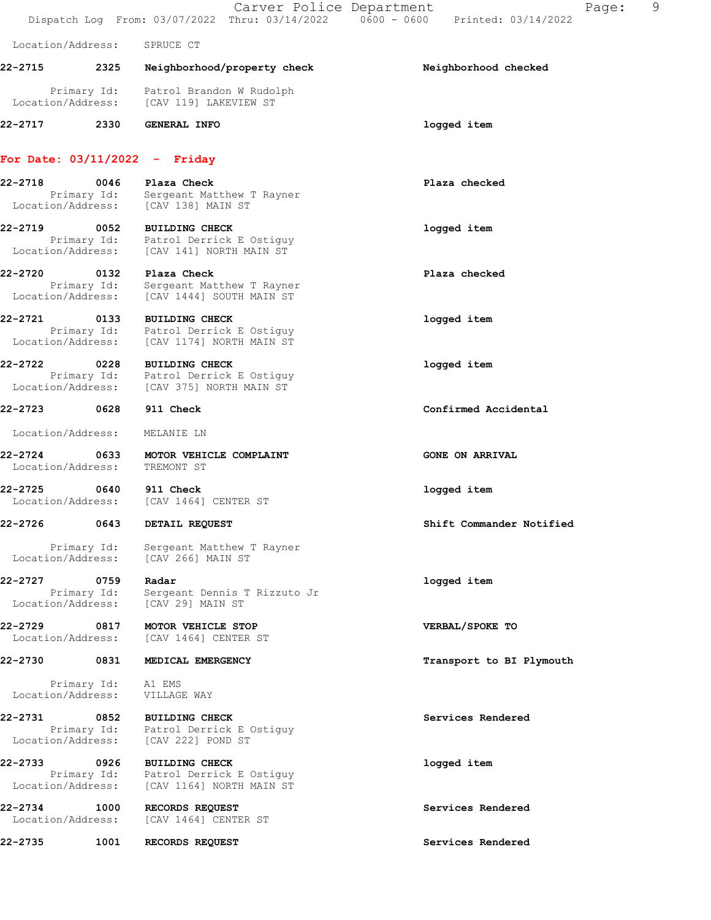Location/Address: SPRUCE CT

**22-2715** 2325 **Neighborhood/property check** **Neighborhood checked**
Primary Id: Patrol Brandon W Rudolph
Location/Address: [CAV 119] LAKEVIEW ST

**22-2717** 2330 **GENERAL INFO** **logged item**

## For Date: 03/11/2022 - Friday

**22-2718** 0046 **Plaza Check** **Plaza checked**
Primary Id: Sergeant Matthew T Rayner
Location/Address: [CAV 138] MAIN ST

**22-2719** 0052 **BUILDING CHECK** **logged item**
Primary Id: Patrol Derrick E Ostiguy
Location/Address: [CAV 141] NORTH MAIN ST

**22-2720** 0132 **Plaza Check** **Plaza checked**
Primary Id: Sergeant Matthew T Rayner
Location/Address: [CAV 1444] SOUTH MAIN ST

**22-2721** 0133 **BUILDING CHECK** **logged item**
Primary Id: Patrol Derrick E Ostiguy
Location/Address: [CAV 1174] NORTH MAIN ST

**22-2722** 0228 **BUILDING CHECK** **logged item**
Primary Id: Patrol Derrick E Ostiguy
Location/Address: [CAV 375] NORTH MAIN ST

**22-2723** 0628 **911 Check** **Confirmed Accidental**
Location/Address: MELANIE LN

**22-2724** 0633 **MOTOR VEHICLE COMPLAINT** **GONE ON ARRIVAL**
Location/Address: TREMONT ST

**22-2725** 0640 **911 Check** **logged item**
Location/Address: [CAV 1464] CENTER ST

**22-2726** 0643 **DETAIL REQUEST** **Shift Commander Notified**
Primary Id: Sergeant Matthew T Rayner
Location/Address: [CAV 266] MAIN ST

**22-2727** 0759 **Radar** **logged item**
Primary Id: Sergeant Dennis T Rizzuto Jr
Location/Address: [CAV 29] MAIN ST

**22-2729** 0817 **MOTOR VEHICLE STOP** **VERBAL/SPOKE TO**
Location/Address: [CAV 1464] CENTER ST

**22-2730** 0831 **MEDICAL EMERGENCY** **Transport to BI Plymouth**
Primary Id: A1 EMS
Location/Address: VILLAGE WAY

**22-2731** 0852 **BUILDING CHECK** **Services Rendered**
Primary Id: Patrol Derrick E Ostiguy
Location/Address: [CAV 222] POND ST

**22-2733** 0926 **BUILDING CHECK** **logged item**
Primary Id: Patrol Derrick E Ostiguy
Location/Address: [CAV 1164] NORTH MAIN ST

**22-2734** 1000 **RECORDS REQUEST** **Services Rendered**
Location/Address: [CAV 1464] CENTER ST

**22-2735** 1001 **RECORDS REQUEST** **Services Rendered**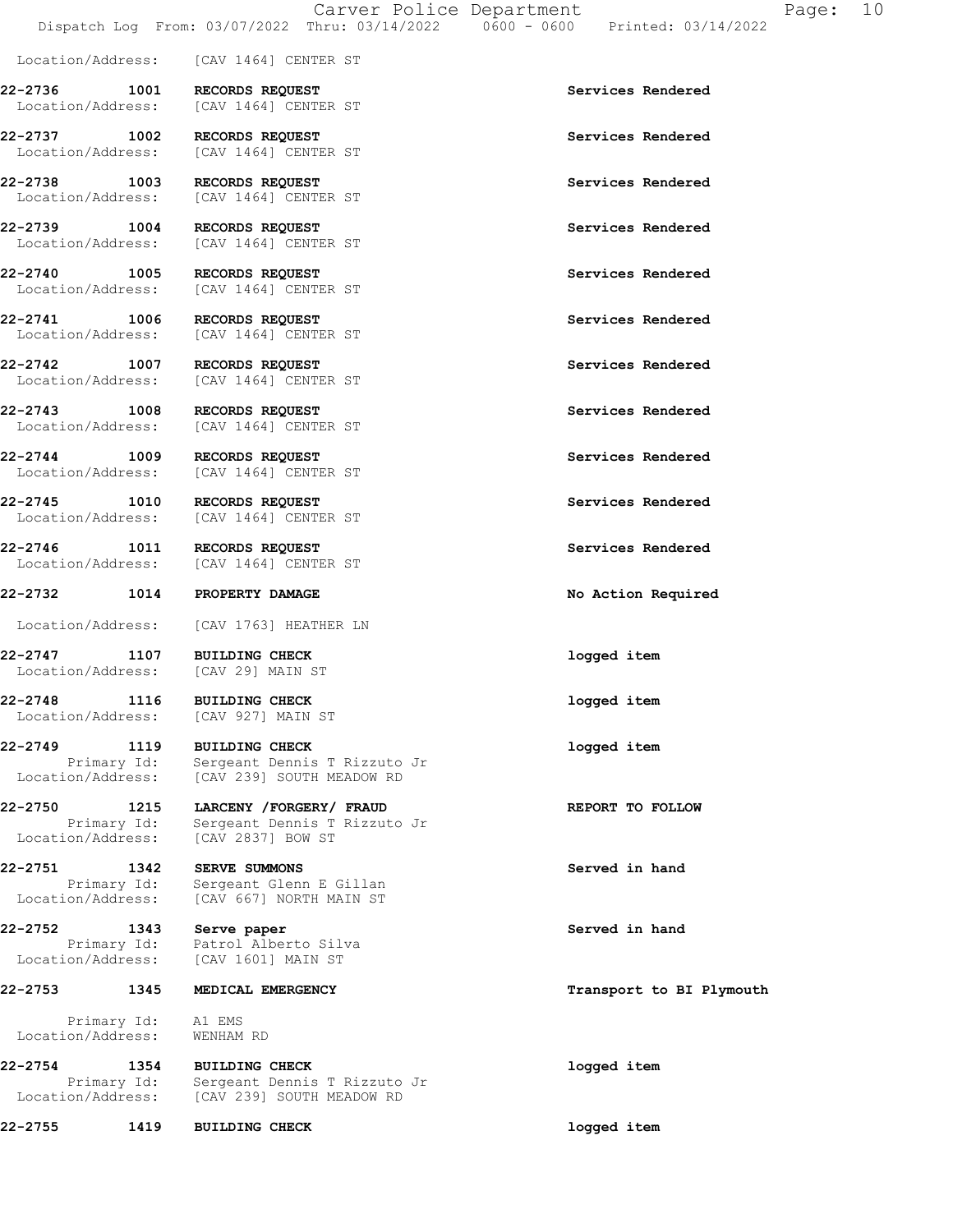Location/Address: [CAV 1464] CENTER ST

**22-2736 1001 RECORDS REQUEST** — Services Rendered
Location/Address: [CAV 1464] CENTER ST

**22-2737 1002 RECORDS REQUEST** — Services Rendered
Location/Address: [CAV 1464] CENTER ST

**22-2738 1003 RECORDS REQUEST** — Services Rendered
Location/Address: [CAV 1464] CENTER ST

**22-2739 1004 RECORDS REQUEST** — Services Rendered
Location/Address: [CAV 1464] CENTER ST

**22-2740 1005 RECORDS REQUEST** — Services Rendered
Location/Address: [CAV 1464] CENTER ST

**22-2741 1006 RECORDS REQUEST** — Services Rendered
Location/Address: [CAV 1464] CENTER ST

**22-2742 1007 RECORDS REQUEST** — Services Rendered
Location/Address: [CAV 1464] CENTER ST

**22-2743 1008 RECORDS REQUEST** — Services Rendered
Location/Address: [CAV 1464] CENTER ST

**22-2744 1009 RECORDS REQUEST** — Services Rendered
Location/Address: [CAV 1464] CENTER ST

**22-2745 1010 RECORDS REQUEST** — Services Rendered
Location/Address: [CAV 1464] CENTER ST

**22-2746 1011 RECORDS REQUEST** — Services Rendered
Location/Address: [CAV 1464] CENTER ST

**22-2732 1014 PROPERTY DAMAGE** — No Action Required
Location/Address: [CAV 1763] HEATHER LN

**22-2747 1107 BUILDING CHECK** — logged item
Location/Address: [CAV 29] MAIN ST

**22-2748 1116 BUILDING CHECK** — logged item
Location/Address: [CAV 927] MAIN ST

**22-2749 1119 BUILDING CHECK** — logged item
Primary Id: Sergeant Dennis T Rizzuto Jr
Location/Address: [CAV 239] SOUTH MEADOW RD

**22-2750 1215 LARCENY /FORGERY/ FRAUD** — REPORT TO FOLLOW
Primary Id: Sergeant Dennis T Rizzuto Jr
Location/Address: [CAV 2837] BOW ST

**22-2751 1342 SERVE SUMMONS** — Served in hand
Primary Id: Sergeant Glenn E Gillan
Location/Address: [CAV 667] NORTH MAIN ST

**22-2752 1343 Serve paper** — Served in hand
Primary Id: Patrol Alberto Silva
Location/Address: [CAV 1601] MAIN ST

**22-2753 1345 MEDICAL EMERGENCY** — Transport to BI Plymouth
Primary Id: A1 EMS
Location/Address: WENHAM RD

**22-2754 1354 BUILDING CHECK** — logged item
Primary Id: Sergeant Dennis T Rizzuto Jr
Location/Address: [CAV 239] SOUTH MEADOW RD

**22-2755 1419 BUILDING CHECK** — logged item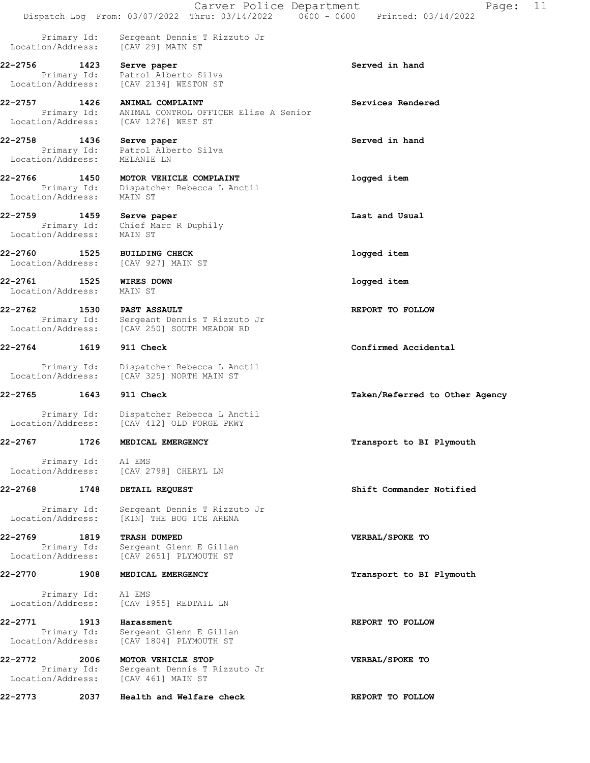Primary Id: Sergeant Dennis T Rizzuto Jr
Location/Address: [CAV 29] MAIN ST

**22-2756 1423 Serve paper** — **Served in hand**
Primary Id: Patrol Alberto Silva
Location/Address: [CAV 2134] WESTON ST

**22-2757 1426 ANIMAL COMPLAINT** — **Services Rendered**
Primary Id: ANIMAL CONTROL OFFICER Elise A Senior
Location/Address: [CAV 1276] WEST ST

**22-2758 1436 Serve paper** — **Served in hand**
Primary Id: Patrol Alberto Silva
Location/Address: MELANIE LN

**22-2766 1450 MOTOR VEHICLE COMPLAINT** — **logged item**
Primary Id: Dispatcher Rebecca L Anctil
Location/Address: MAIN ST

**22-2759 1459 Serve paper** — **Last and Usual**
Primary Id: Chief Marc R Duphily
Location/Address: MAIN ST

**22-2760 1525 BUILDING CHECK** — **logged item**
Location/Address: [CAV 927] MAIN ST

**22-2761 1525 WIRES DOWN** — **logged item**
Location/Address: MAIN ST

**22-2762 1530 PAST ASSAULT** — **REPORT TO FOLLOW**
Primary Id: Sergeant Dennis T Rizzuto Jr
Location/Address: [CAV 250] SOUTH MEADOW RD

**22-2764 1619 911 Check** — **Confirmed Accidental**
Primary Id: Dispatcher Rebecca L Anctil
Location/Address: [CAV 325] NORTH MAIN ST

**22-2765 1643 911 Check** — **Taken/Referred to Other Agency**
Primary Id: Dispatcher Rebecca L Anctil
Location/Address: [CAV 412] OLD FORGE PKWY

**22-2767 1726 MEDICAL EMERGENCY** — **Transport to BI Plymouth**
Primary Id: A1 EMS
Location/Address: [CAV 2798] CHERYL LN

**22-2768 1748 DETAIL REQUEST** — **Shift Commander Notified**
Primary Id: Sergeant Dennis T Rizzuto Jr
Location/Address: [KIN] THE BOG ICE ARENA

**22-2769 1819 TRASH DUMPED** — **VERBAL/SPOKE TO**
Primary Id: Sergeant Glenn E Gillan
Location/Address: [CAV 2651] PLYMOUTH ST

**22-2770 1908 MEDICAL EMERGENCY** — **Transport to BI Plymouth**
Primary Id: A1 EMS
Location/Address: [CAV 1955] REDTAIL LN

**22-2771 1913 Harassment** — **REPORT TO FOLLOW**
Primary Id: Sergeant Glenn E Gillan
Location/Address: [CAV 1804] PLYMOUTH ST

**22-2772 2006 MOTOR VEHICLE STOP** — **VERBAL/SPOKE TO**
Primary Id: Sergeant Dennis T Rizzuto Jr
Location/Address: [CAV 461] MAIN ST

**22-2773 2037 Health and Welfare check** — **REPORT TO FOLLOW**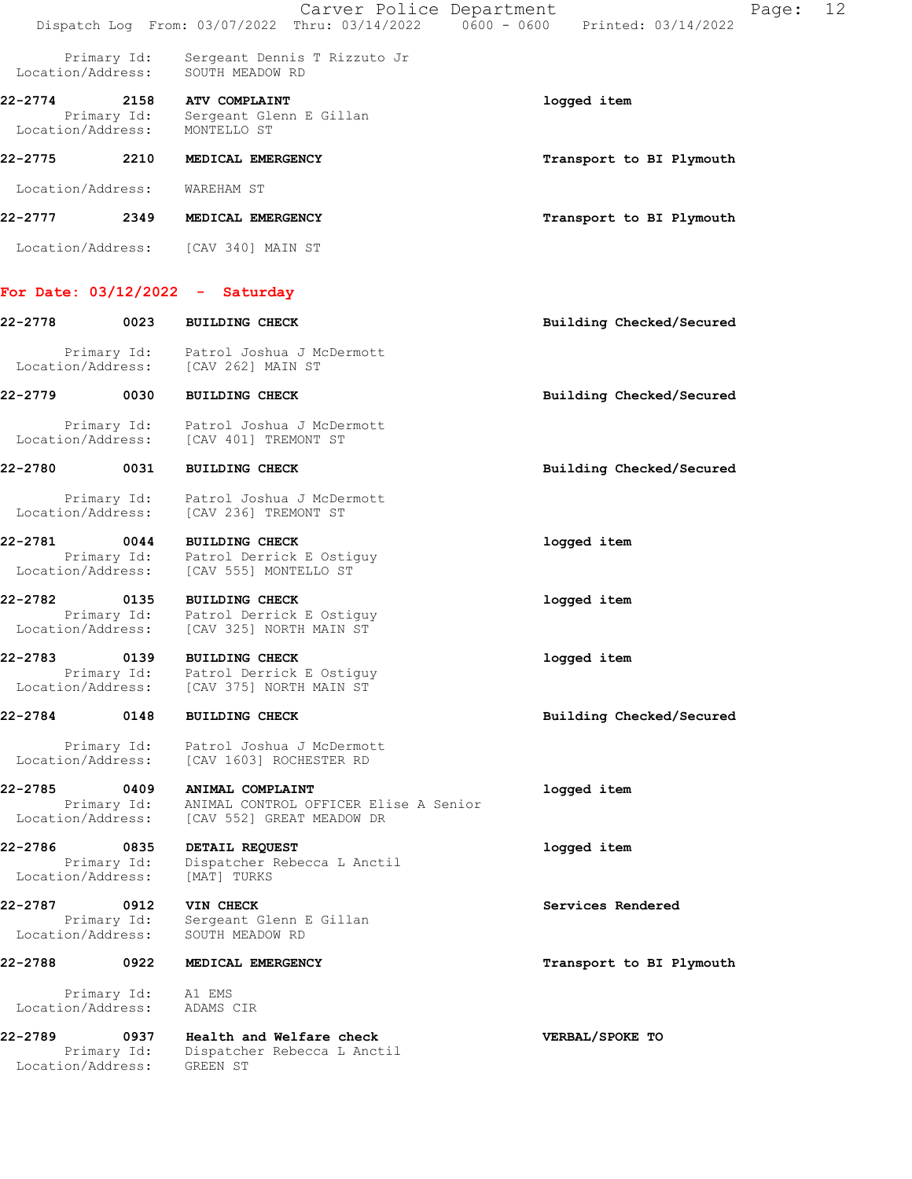Primary Id: Sergeant Dennis T Rizzuto Jr
Location/Address: SOUTH MEADOW RD

**22-2774 2158 ATV COMPLAINT** — logged item
Primary Id: Sergeant Glenn E Gillan
Location/Address: MONTELLO ST

**22-2775 2210 MEDICAL EMERGENCY** — Transport to BI Plymouth
Location/Address: WAREHAM ST

**22-2777 2349 MEDICAL EMERGENCY** — Transport to BI Plymouth
Location/Address: [CAV 340] MAIN ST

## For Date: 03/12/2022 - Saturday

**22-2778 0023 BUILDING CHECK** — Building Checked/Secured
Primary Id: Patrol Joshua J McDermott
Location/Address: [CAV 262] MAIN ST

**22-2779 0030 BUILDING CHECK** — Building Checked/Secured
Primary Id: Patrol Joshua J McDermott
Location/Address: [CAV 401] TREMONT ST

**22-2780 0031 BUILDING CHECK** — Building Checked/Secured
Primary Id: Patrol Joshua J McDermott
Location/Address: [CAV 236] TREMONT ST

**22-2781 0044 BUILDING CHECK** — logged item
Primary Id: Patrol Derrick E Ostiguy
Location/Address: [CAV 555] MONTELLO ST

**22-2782 0135 BUILDING CHECK** — logged item
Primary Id: Patrol Derrick E Ostiguy
Location/Address: [CAV 325] NORTH MAIN ST

**22-2783 0139 BUILDING CHECK** — logged item
Primary Id: Patrol Derrick E Ostiguy
Location/Address: [CAV 375] NORTH MAIN ST

**22-2784 0148 BUILDING CHECK** — Building Checked/Secured
Primary Id: Patrol Joshua J McDermott
Location/Address: [CAV 1603] ROCHESTER RD

**22-2785 0409 ANIMAL COMPLAINT** — logged item
Primary Id: ANIMAL CONTROL OFFICER Elise A Senior
Location/Address: [CAV 552] GREAT MEADOW DR

**22-2786 0835 DETAIL REQUEST** — logged item
Primary Id: Dispatcher Rebecca L Anctil
Location/Address: [MAT] TURKS

**22-2787 0912 VIN CHECK** — Services Rendered
Primary Id: Sergeant Glenn E Gillan
Location/Address: SOUTH MEADOW RD

**22-2788 0922 MEDICAL EMERGENCY** — Transport to BI Plymouth
Primary Id: A1 EMS
Location/Address: ADAMS CIR

**22-2789 0937 Health and Welfare check** — VERBAL/SPOKE TO
Primary Id: Dispatcher Rebecca L Anctil
Location/Address: GREEN ST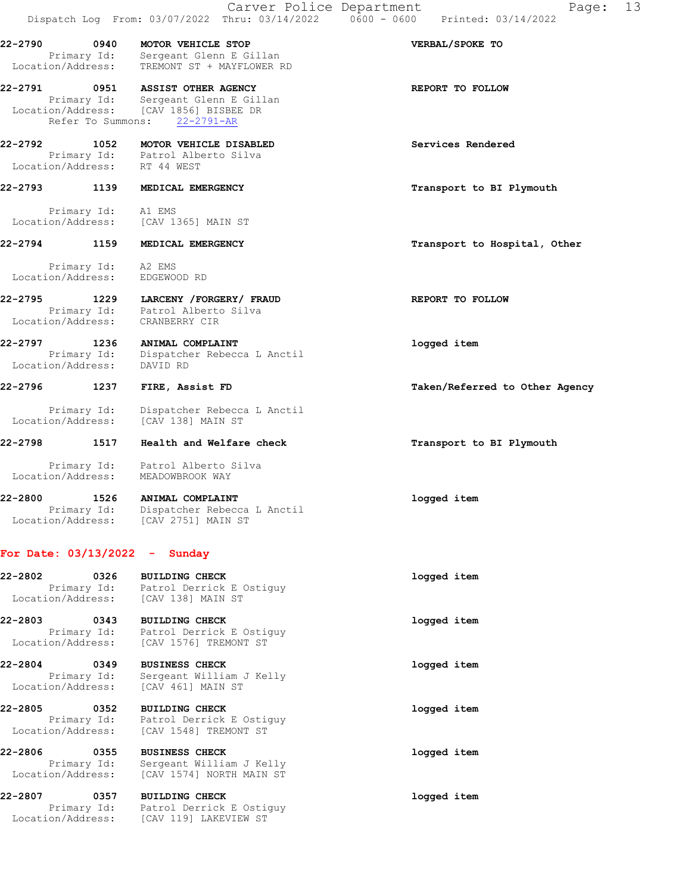**22-2790** 0940 **MOTOR VEHICLE STOP** — **VERBAL/SPOKE TO**
Primary Id: Sergeant Glenn E Gillan
Location/Address: TREMONT ST + MAYFLOWER RD

**22-2791** 0951 **ASSIST OTHER AGENCY** — **REPORT TO FOLLOW**
Primary Id: Sergeant Glenn E Gillan
Location/Address: [CAV 1856] BISBEE DR
Refer To Summons: 22-2791-AR

**22-2792** 1052 **MOTOR VEHICLE DISABLED** — **Services Rendered**
Primary Id: Patrol Alberto Silva
Location/Address: RT 44 WEST

**22-2793** 1139 **MEDICAL EMERGENCY** — **Transport to BI Plymouth**
Primary Id: A1 EMS
Location/Address: [CAV 1365] MAIN ST

**22-2794** 1159 **MEDICAL EMERGENCY** — **Transport to Hospital, Other**
Primary Id: A2 EMS
Location/Address: EDGEWOOD RD

**22-2795** 1229 **LARCENY /FORGERY/ FRAUD** — **REPORT TO FOLLOW**
Primary Id: Patrol Alberto Silva
Location/Address: CRANBERRY CIR

**22-2797** 1236 **ANIMAL COMPLAINT** — **logged item**
Primary Id: Dispatcher Rebecca L Anctil
Location/Address: DAVID RD

**22-2796** 1237 **FIRE, Assist FD** — **Taken/Referred to Other Agency**
Primary Id: Dispatcher Rebecca L Anctil
Location/Address: [CAV 138] MAIN ST

**22-2798** 1517 **Health and Welfare check** — **Transport to BI Plymouth**
Primary Id: Patrol Alberto Silva
Location/Address: MEADOWBROOK WAY

**22-2800** 1526 **ANIMAL COMPLAINT** — **logged item**
Primary Id: Dispatcher Rebecca L Anctil
Location/Address: [CAV 2751] MAIN ST

## For Date: 03/13/2022 - Sunday

**22-2802** 0326 **BUILDING CHECK** — **logged item**
Primary Id: Patrol Derrick E Ostiguy
Location/Address: [CAV 138] MAIN ST

**22-2803** 0343 **BUILDING CHECK** — **logged item**
Primary Id: Patrol Derrick E Ostiguy
Location/Address: [CAV 1576] TREMONT ST

**22-2804** 0349 **BUSINESS CHECK** — **logged item**
Primary Id: Sergeant William J Kelly
Location/Address: [CAV 461] MAIN ST

**22-2805** 0352 **BUILDING CHECK** — **logged item**
Primary Id: Patrol Derrick E Ostiguy
Location/Address: [CAV 1548] TREMONT ST

**22-2806** 0355 **BUSINESS CHECK** — **logged item**
Primary Id: Sergeant William J Kelly
Location/Address: [CAV 1574] NORTH MAIN ST

**22-2807** 0357 **BUILDING CHECK** — **logged item**
Primary Id: Patrol Derrick E Ostiguy
Location/Address: [CAV 119] LAKEVIEW ST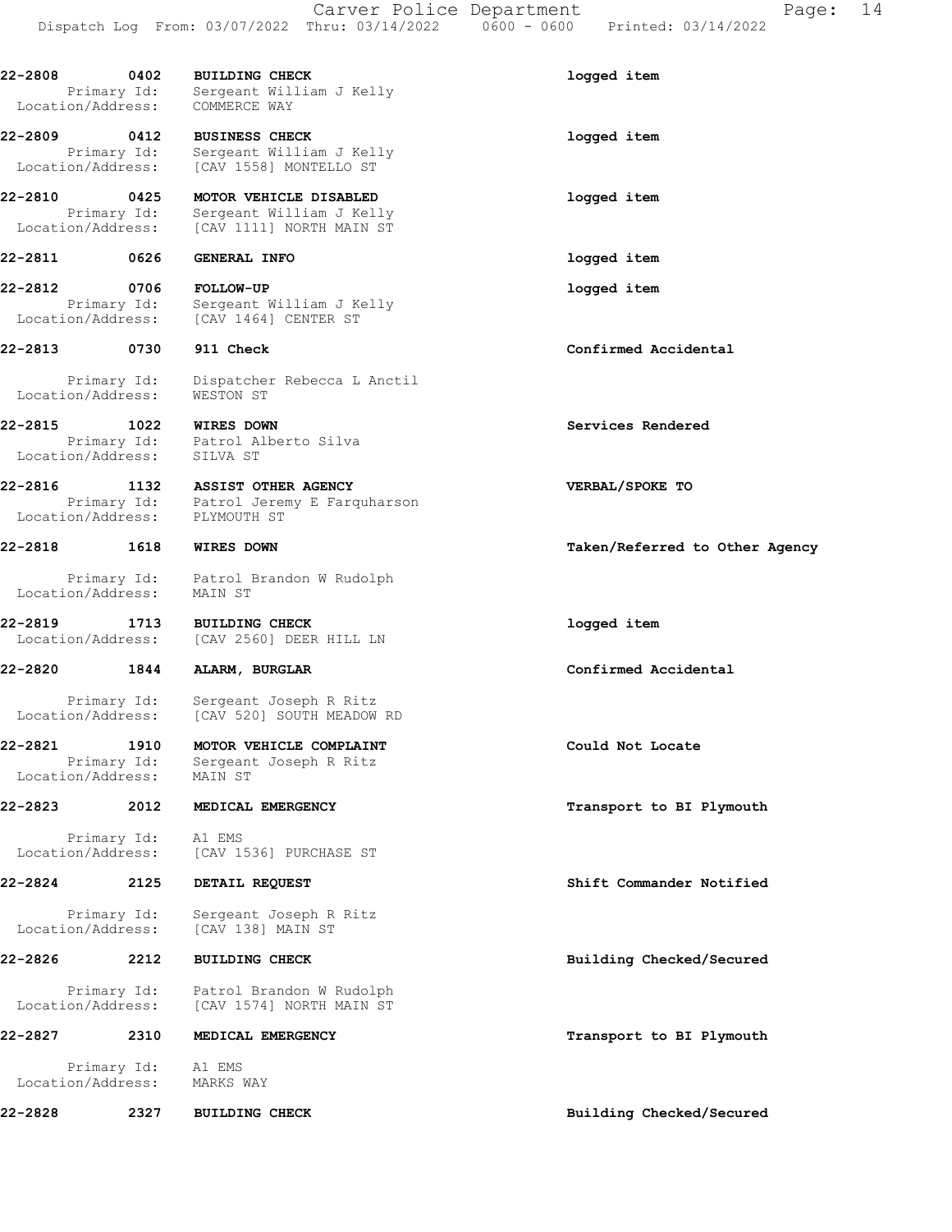**22-2808 0402 BUILDING CHECK** logged item
Primary Id: Sergeant William J Kelly
Location/Address: COMMERCE WAY

**22-2809 0412 BUSINESS CHECK** logged item
Primary Id: Sergeant William J Kelly
Location/Address: [CAV 1558] MONTELLO ST

**22-2810 0425 MOTOR VEHICLE DISABLED** logged item
Primary Id: Sergeant William J Kelly
Location/Address: [CAV 1111] NORTH MAIN ST

**22-2811 0626 GENERAL INFO** logged item

**22-2812 0706 FOLLOW-UP** logged item
Primary Id: Sergeant William J Kelly
Location/Address: [CAV 1464] CENTER ST

**22-2813 0730 911 Check** Confirmed Accidental
Primary Id: Dispatcher Rebecca L Anctil
Location/Address: WESTON ST

**22-2815 1022 WIRES DOWN** Services Rendered
Primary Id: Patrol Alberto Silva
Location/Address: SILVA ST

**22-2816 1132 ASSIST OTHER AGENCY** VERBAL/SPOKE TO
Primary Id: Patrol Jeremy E Farquharson
Location/Address: PLYMOUTH ST

**22-2818 1618 WIRES DOWN** Taken/Referred to Other Agency
Primary Id: Patrol Brandon W Rudolph
Location/Address: MAIN ST

**22-2819 1713 BUILDING CHECK** logged item
Location/Address: [CAV 2560] DEER HILL LN

**22-2820 1844 ALARM, BURGLAR** Confirmed Accidental
Primary Id: Sergeant Joseph R Ritz
Location/Address: [CAV 520] SOUTH MEADOW RD

**22-2821 1910 MOTOR VEHICLE COMPLAINT** Could Not Locate
Primary Id: Sergeant Joseph R Ritz
Location/Address: MAIN ST

**22-2823 2012 MEDICAL EMERGENCY** Transport to BI Plymouth
Primary Id: A1 EMS
Location/Address: [CAV 1536] PURCHASE ST

**22-2824 2125 DETAIL REQUEST** Shift Commander Notified
Primary Id: Sergeant Joseph R Ritz
Location/Address: [CAV 138] MAIN ST

**22-2826 2212 BUILDING CHECK** Building Checked/Secured
Primary Id: Patrol Brandon W Rudolph
Location/Address: [CAV 1574] NORTH MAIN ST

**22-2827 2310 MEDICAL EMERGENCY** Transport to BI Plymouth
Primary Id: A1 EMS
Location/Address: MARKS WAY

**22-2828 2327 BUILDING CHECK** Building Checked/Secured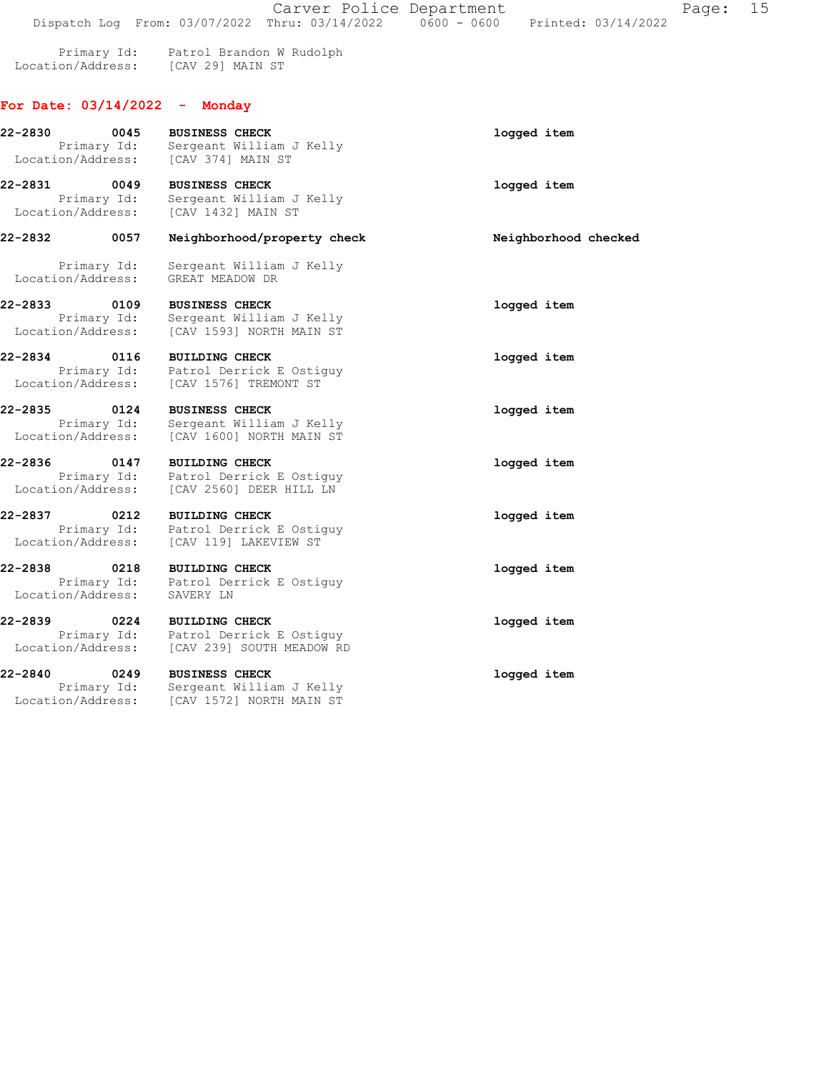Primary Id: Patrol Brandon W Rudolph
Location/Address: [CAV 29] MAIN ST

## For Date: 03/14/2022 - Monday

**22-2830** 0045 **BUSINESS CHECK** logged item
Primary Id: Sergeant William J Kelly
Location/Address: [CAV 374] MAIN ST

**22-2831** 0049 **BUSINESS CHECK** logged item
Primary Id: Sergeant William J Kelly
Location/Address: [CAV 1432] MAIN ST

**22-2832** 0057 **Neighborhood/property check** **Neighborhood checked**
Primary Id: Sergeant William J Kelly
Location/Address: GREAT MEADOW DR

**22-2833** 0109 **BUSINESS CHECK** logged item
Primary Id: Sergeant William J Kelly
Location/Address: [CAV 1593] NORTH MAIN ST

**22-2834** 0116 **BUILDING CHECK** logged item
Primary Id: Patrol Derrick E Ostiguy
Location/Address: [CAV 1576] TREMONT ST

**22-2835** 0124 **BUSINESS CHECK** logged item
Primary Id: Sergeant William J Kelly
Location/Address: [CAV 1600] NORTH MAIN ST

**22-2836** 0147 **BUILDING CHECK** logged item
Primary Id: Patrol Derrick E Ostiguy
Location/Address: [CAV 2560] DEER HILL LN

**22-2837** 0212 **BUILDING CHECK** logged item
Primary Id: Patrol Derrick E Ostiguy
Location/Address: [CAV 119] LAKEVIEW ST

**22-2838** 0218 **BUILDING CHECK** logged item
Primary Id: Patrol Derrick E Ostiguy
Location/Address: SAVERY LN

**22-2839** 0224 **BUILDING CHECK** logged item
Primary Id: Patrol Derrick E Ostiguy
Location/Address: [CAV 239] SOUTH MEADOW RD

**22-2840** 0249 **BUSINESS CHECK** logged item
Primary Id: Sergeant William J Kelly
Location/Address: [CAV 1572] NORTH MAIN ST